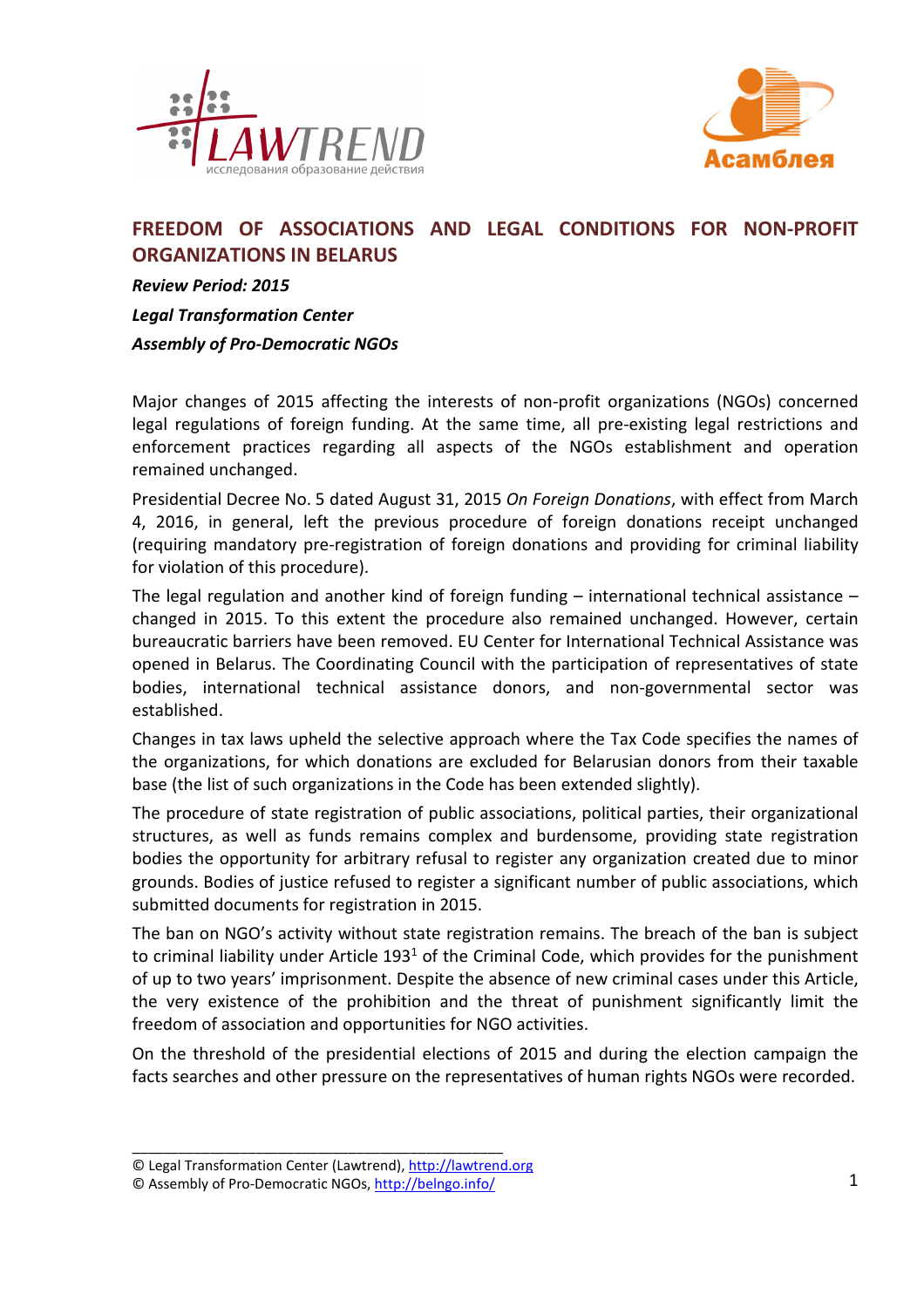# FREEDOM OF ASSOCIATIONS AND LEGAL CONDITIONS FOR NON-PROFIT ORGANIZATIONS IN BELARUS

***Review Period: 2015***

***Legal Transformation Center***

***Assembly of Pro-Democratic NGOs***

Major changes of 2015 affecting the interests of non-profit organizations (NGOs) concerned legal regulations of foreign funding. At the same time, all pre-existing legal restrictions and enforcement practices regarding all aspects of the NGOs establishment and operation remained unchanged.

Presidential Decree No. 5 dated August 31, 2015 *On Foreign Donations*, with effect from March 4, 2016, in general, left the previous procedure of foreign donations receipt unchanged (requiring mandatory pre-registration of foreign donations and providing for criminal liability for violation of this procedure).

The legal regulation and another kind of foreign funding – international technical assistance – changed in 2015. To this extent the procedure also remained unchanged. However, certain bureaucratic barriers have been removed. EU Center for International Technical Assistance was opened in Belarus. The Coordinating Council with the participation of representatives of state bodies, international technical assistance donors, and non-governmental sector was established.

Changes in tax laws upheld the selective approach where the Tax Code specifies the names of the organizations, for which donations are excluded for Belarusian donors from their taxable base (the list of such organizations in the Code has been extended slightly).

The procedure of state registration of public associations, political parties, their organizational structures, as well as funds remains complex and burdensome, providing state registration bodies the opportunity for arbitrary refusal to register any organization created due to minor grounds. Bodies of justice refused to register a significant number of public associations, which submitted documents for registration in 2015.

The ban on NGO's activity without state registration remains. The breach of the ban is subject to criminal liability under Article 193[1] of the Criminal Code, which provides for the punishment of up to two years' imprisonment. Despite the absence of new criminal cases under this Article, the very existence of the prohibition and the threat of punishment significantly limit the freedom of association and opportunities for NGO activities.

On the threshold of the presidential elections of 2015 and during the election campaign the facts searches and other pressure on the representatives of human rights NGOs were recorded.

© Legal Transformation Center (Lawtrend), http://lawtrend.org
© Assembly of Pro-Democratic NGOs, http://belngo.info/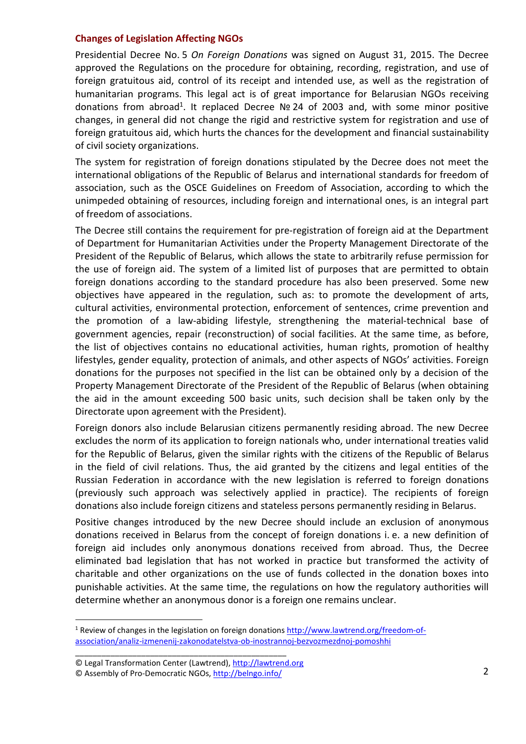## Changes of Legislation Affecting NGOs

Presidential Decree No. 5 *On Foreign Donations* was signed on August 31, 2015. The Decree approved the Regulations on the procedure for obtaining, recording, registration, and use of foreign gratuitous aid, control of its receipt and intended use, as well as the registration of humanitarian programs. This legal act is of great importance for Belarusian NGOs receiving donations from abroad[1]. It replaced Decree № 24 of 2003 and, with some minor positive changes, in general did not change the rigid and restrictive system for registration and use of foreign gratuitous aid, which hurts the chances for the development and financial sustainability of civil society organizations.

The system for registration of foreign donations stipulated by the Decree does not meet the international obligations of the Republic of Belarus and international standards for freedom of association, such as the OSCE Guidelines on Freedom of Association, according to which the unimpeded obtaining of resources, including foreign and international ones, is an integral part of freedom of associations.

The Decree still contains the requirement for pre-registration of foreign aid at the Department of Department for Humanitarian Activities under the Property Management Directorate of the President of the Republic of Belarus, which allows the state to arbitrarily refuse permission for the use of foreign aid. The system of a limited list of purposes that are permitted to obtain foreign donations according to the standard procedure has also been preserved. Some new objectives have appeared in the regulation, such as: to promote the development of arts, cultural activities, environmental protection, enforcement of sentences, crime prevention and the promotion of a law-abiding lifestyle, strengthening the material-technical base of government agencies, repair (reconstruction) of social facilities. At the same time, as before, the list of objectives contains no educational activities, human rights, promotion of healthy lifestyles, gender equality, protection of animals, and other aspects of NGOs' activities. Foreign donations for the purposes not specified in the list can be obtained only by a decision of the Property Management Directorate of the President of the Republic of Belarus (when obtaining the aid in the amount exceeding 500 basic units, such decision shall be taken only by the Directorate upon agreement with the President).

Foreign donors also include Belarusian citizens permanently residing abroad. The new Decree excludes the norm of its application to foreign nationals who, under international treaties valid for the Republic of Belarus, given the similar rights with the citizens of the Republic of Belarus in the field of civil relations. Thus, the aid granted by the citizens and legal entities of the Russian Federation in accordance with the new legislation is referred to foreign donations (previously such approach was selectively applied in practice). The recipients of foreign donations also include foreign citizens and stateless persons permanently residing in Belarus.

Positive changes introduced by the new Decree should include an exclusion of anonymous donations received in Belarus from the concept of foreign donations i. e. a new definition of foreign aid includes only anonymous donations received from abroad. Thus, the Decree eliminated bad legislation that has not worked in practice but transformed the activity of charitable and other organizations on the use of funds collected in the donation boxes into punishable activities. At the same time, the regulations on how the regulatory authorities will determine whether an anonymous donor is a foreign one remains unclear.

---

[1] Review of changes in the legislation on foreign donations http://www.lawtrend.org/freedom-of-association/analiz-izmenenij-zakonodatelstva-ob-inostrannoj-bezvozmezdnoj-pomoshhi

© Legal Transformation Center (Lawtrend), http://lawtrend.org
© Assembly of Pro-Democratic NGOs, http://belngo.info/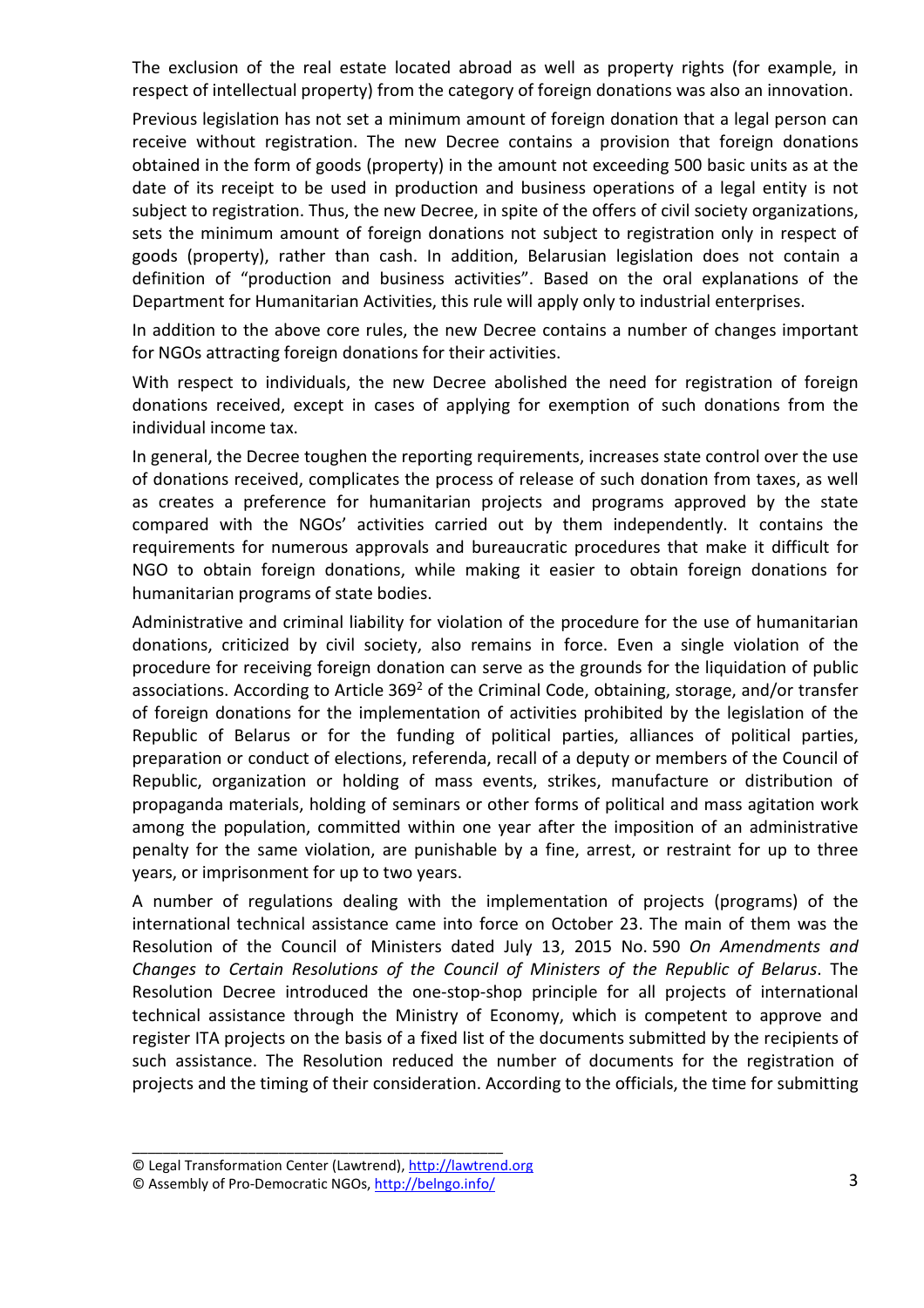The exclusion of the real estate located abroad as well as property rights (for example, in respect of intellectual property) from the category of foreign donations was also an innovation.

Previous legislation has not set a minimum amount of foreign donation that a legal person can receive without registration. The new Decree contains a provision that foreign donations obtained in the form of goods (property) in the amount not exceeding 500 basic units as at the date of its receipt to be used in production and business operations of a legal entity is not subject to registration. Thus, the new Decree, in spite of the offers of civil society organizations, sets the minimum amount of foreign donations not subject to registration only in respect of goods (property), rather than cash. In addition, Belarusian legislation does not contain a definition of "production and business activities". Based on the oral explanations of the Department for Humanitarian Activities, this rule will apply only to industrial enterprises.

In addition to the above core rules, the new Decree contains a number of changes important for NGOs attracting foreign donations for their activities.

With respect to individuals, the new Decree abolished the need for registration of foreign donations received, except in cases of applying for exemption of such donations from the individual income tax.

In general, the Decree toughen the reporting requirements, increases state control over the use of donations received, complicates the process of release of such donation from taxes, as well as creates a preference for humanitarian projects and programs approved by the state compared with the NGOs' activities carried out by them independently. It contains the requirements for numerous approvals and bureaucratic procedures that make it difficult for NGO to obtain foreign donations, while making it easier to obtain foreign donations for humanitarian programs of state bodies.

Administrative and criminal liability for violation of the procedure for the use of humanitarian donations, criticized by civil society, also remains in force. Even a single violation of the procedure for receiving foreign donation can serve as the grounds for the liquidation of public associations. According to Article 369[2] of the Criminal Code, obtaining, storage, and/or transfer of foreign donations for the implementation of activities prohibited by the legislation of the Republic of Belarus or for the funding of political parties, alliances of political parties, preparation or conduct of elections, referenda, recall of a deputy or members of the Council of Republic, organization or holding of mass events, strikes, manufacture or distribution of propaganda materials, holding of seminars or other forms of political and mass agitation work among the population, committed within one year after the imposition of an administrative penalty for the same violation, are punishable by a fine, arrest, or restraint for up to three years, or imprisonment for up to two years.

A number of regulations dealing with the implementation of projects (programs) of the international technical assistance came into force on October 23. The main of them was the Resolution of the Council of Ministers dated July 13, 2015 No. 590 *On Amendments and Changes to Certain Resolutions of the Council of Ministers of the Republic of Belarus*. The Resolution Decree introduced the one-stop-shop principle for all projects of international technical assistance through the Ministry of Economy, which is competent to approve and register ITA projects on the basis of a fixed list of the documents submitted by the recipients of such assistance. The Resolution reduced the number of documents for the registration of projects and the timing of their consideration. According to the officials, the time for submitting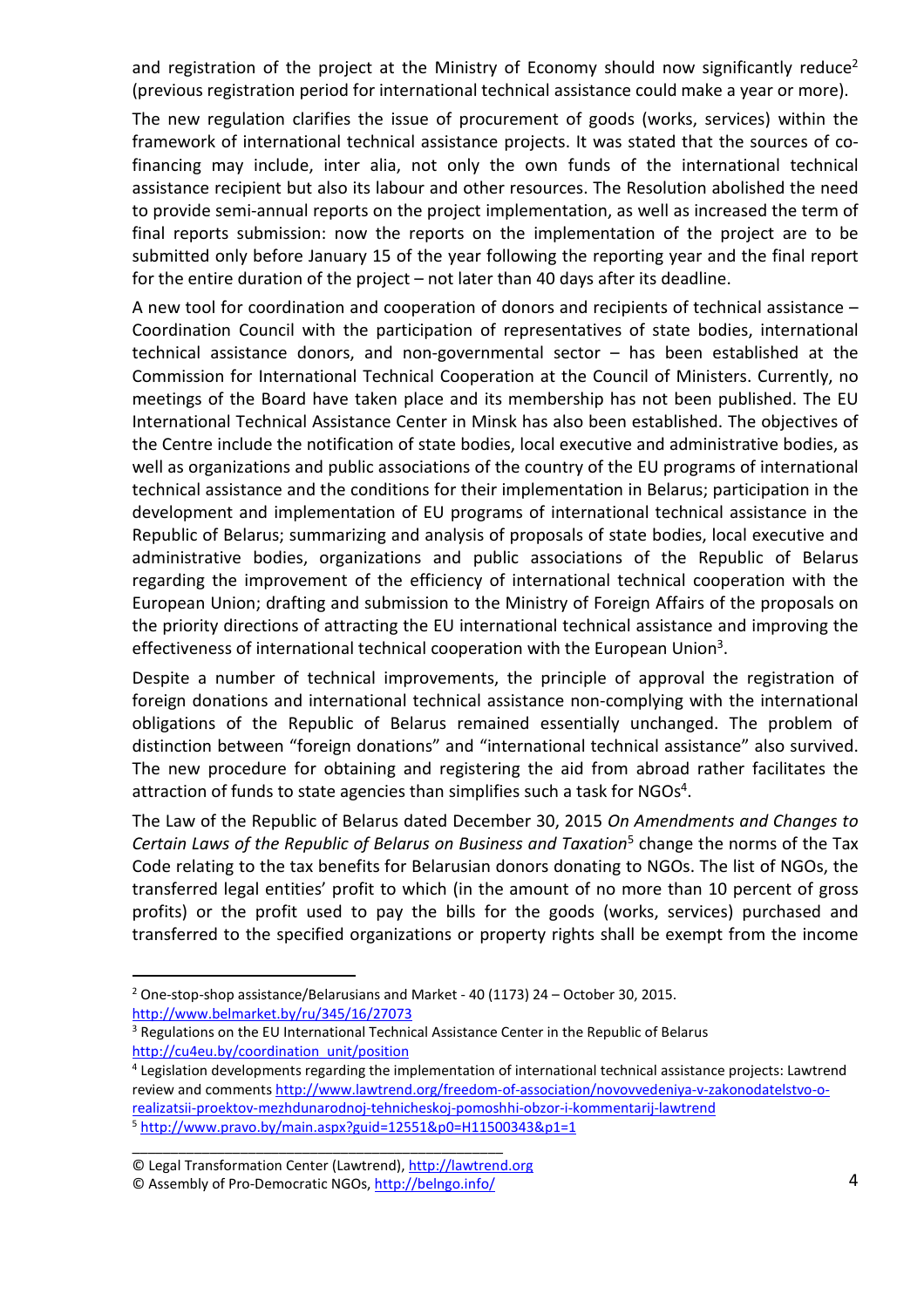and registration of the project at the Ministry of Economy should now significantly reduce[2] (previous registration period for international technical assistance could make a year or more).

The new regulation clarifies the issue of procurement of goods (works, services) within the framework of international technical assistance projects. It was stated that the sources of co-financing may include, inter alia, not only the own funds of the international technical assistance recipient but also its labour and other resources. The Resolution abolished the need to provide semi-annual reports on the project implementation, as well as increased the term of final reports submission: now the reports on the implementation of the project are to be submitted only before January 15 of the year following the reporting year and the final report for the entire duration of the project – not later than 40 days after its deadline.

A new tool for coordination and cooperation of donors and recipients of technical assistance – Coordination Council with the participation of representatives of state bodies, international technical assistance donors, and non-governmental sector – has been established at the Commission for International Technical Cooperation at the Council of Ministers. Currently, no meetings of the Board have taken place and its membership has not been published. The EU International Technical Assistance Center in Minsk has also been established. The objectives of the Centre include the notification of state bodies, local executive and administrative bodies, as well as organizations and public associations of the country of the EU programs of international technical assistance and the conditions for their implementation in Belarus; participation in the development and implementation of EU programs of international technical assistance in the Republic of Belarus; summarizing and analysis of proposals of state bodies, local executive and administrative bodies, organizations and public associations of the Republic of Belarus regarding the improvement of the efficiency of international technical cooperation with the European Union; drafting and submission to the Ministry of Foreign Affairs of the proposals on the priority directions of attracting the EU international technical assistance and improving the effectiveness of international technical cooperation with the European Union[3].

Despite a number of technical improvements, the principle of approval the registration of foreign donations and international technical assistance non-complying with the international obligations of the Republic of Belarus remained essentially unchanged. The problem of distinction between “foreign donations” and “international technical assistance” also survived. The new procedure for obtaining and registering the aid from abroad rather facilitates the attraction of funds to state agencies than simplifies such a task for NGOs[4].

The Law of the Republic of Belarus dated December 30, 2015 *On Amendments and Changes to Certain Laws of the Republic of Belarus on Business and Taxation*[5] change the norms of the Tax Code relating to the tax benefits for Belarusian donors donating to NGOs. The list of NGOs, the transferred legal entities’ profit to which (in the amount of no more than 10 percent of gross profits) or the profit used to pay the bills for the goods (works, services) purchased and transferred to the specified organizations or property rights shall be exempt from the income

---

[2] One-stop-shop assistance/Belarusians and Market - 40 (1173) 24 – October 30, 2015. http://www.belmarket.by/ru/345/16/27073

[3] Regulations on the EU International Technical Assistance Center in the Republic of Belarus http://cu4eu.by/coordination_unit/position

[4] Legislation developments regarding the implementation of international technical assistance projects: Lawtrend review and comments http://www.lawtrend.org/freedom-of-association/novovvedeniya-v-zakonodatelstvo-o-realizatsii-proektov-mezhdunarodnoj-tehnicheskoj-pomoshhi-obzor-i-kommentarij-lawtrend

[5] http://www.pravo.by/main.aspx?guid=12551&p0=H11500343&p1=1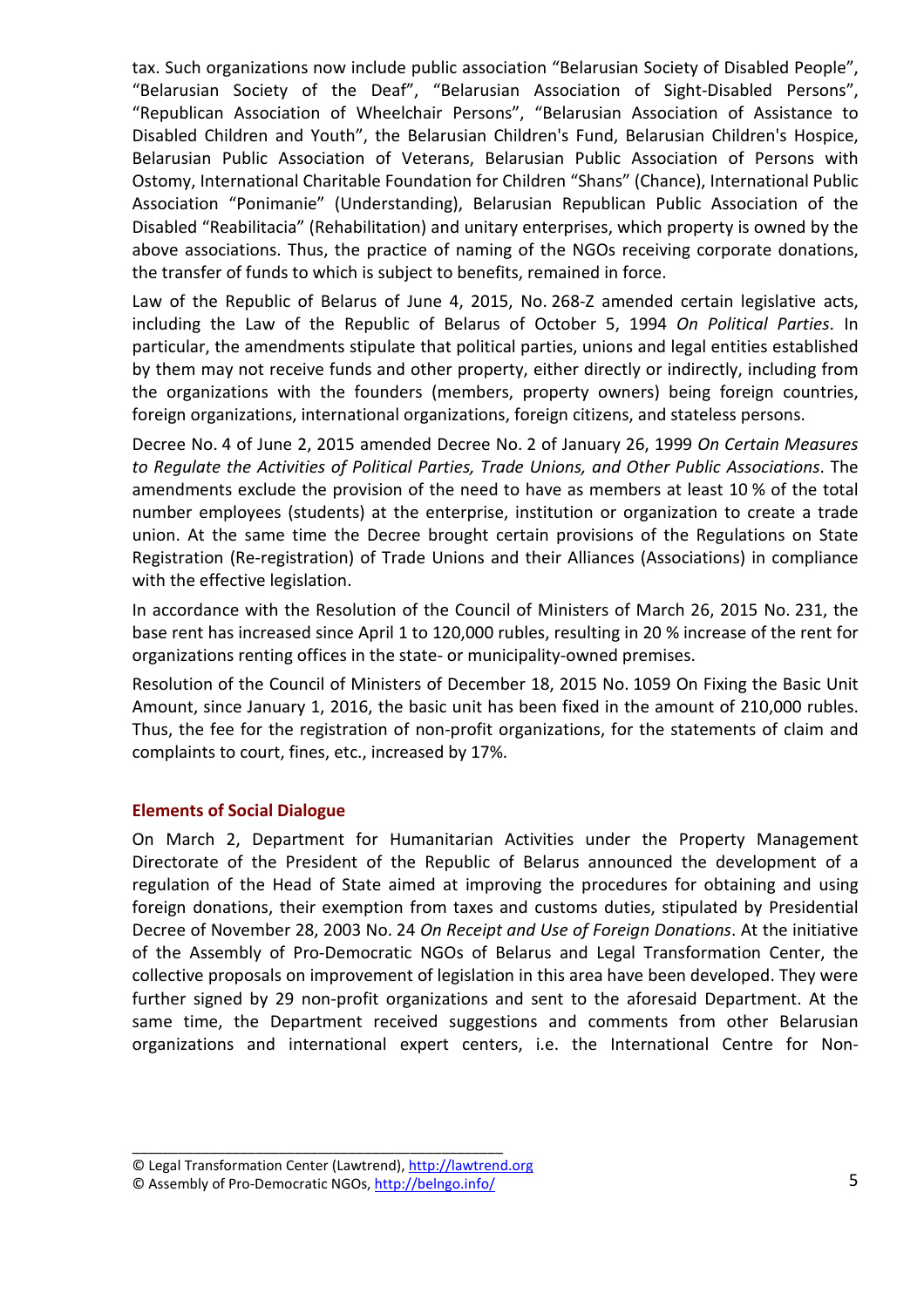tax. Such organizations now include public association "Belarusian Society of Disabled People", "Belarusian Society of the Deaf", "Belarusian Association of Sight-Disabled Persons", "Republican Association of Wheelchair Persons", "Belarusian Association of Assistance to Disabled Children and Youth", the Belarusian Children's Fund, Belarusian Children's Hospice, Belarusian Public Association of Veterans, Belarusian Public Association of Persons with Ostomy, International Charitable Foundation for Children "Shans" (Chance), International Public Association "Ponimanie" (Understanding), Belarusian Republican Public Association of the Disabled "Reabilitacia" (Rehabilitation) and unitary enterprises, which property is owned by the above associations. Thus, the practice of naming of the NGOs receiving corporate donations, the transfer of funds to which is subject to benefits, remained in force.

Law of the Republic of Belarus of June 4, 2015, No. 268-Z amended certain legislative acts, including the Law of the Republic of Belarus of October 5, 1994 *On Political Parties*. In particular, the amendments stipulate that political parties, unions and legal entities established by them may not receive funds and other property, either directly or indirectly, including from the organizations with the founders (members, property owners) being foreign countries, foreign organizations, international organizations, foreign citizens, and stateless persons.

Decree No. 4 of June 2, 2015 amended Decree No. 2 of January 26, 1999 *On Certain Measures to Regulate the Activities of Political Parties, Trade Unions, and Other Public Associations*. The amendments exclude the provision of the need to have as members at least 10 % of the total number employees (students) at the enterprise, institution or organization to create a trade union. At the same time the Decree brought certain provisions of the Regulations on State Registration (Re-registration) of Trade Unions and their Alliances (Associations) in compliance with the effective legislation.

In accordance with the Resolution of the Council of Ministers of March 26, 2015 No. 231, the base rent has increased since April 1 to 120,000 rubles, resulting in 20 % increase of the rent for organizations renting offices in the state- or municipality-owned premises.

Resolution of the Council of Ministers of December 18, 2015 No. 1059 On Fixing the Basic Unit Amount, since January 1, 2016, the basic unit has been fixed in the amount of 210,000 rubles. Thus, the fee for the registration of non-profit organizations, for the statements of claim and complaints to court, fines, etc., increased by 17%.

## Elements of Social Dialogue

On March 2, Department for Humanitarian Activities under the Property Management Directorate of the President of the Republic of Belarus announced the development of a regulation of the Head of State aimed at improving the procedures for obtaining and using foreign donations, their exemption from taxes and customs duties, stipulated by Presidential Decree of November 28, 2003 No. 24 *On Receipt and Use of Foreign Donations*. At the initiative of the Assembly of Pro-Democratic NGOs of Belarus and Legal Transformation Center, the collective proposals on improvement of legislation in this area have been developed. They were further signed by 29 non-profit organizations and sent to the aforesaid Department. At the same time, the Department received suggestions and comments from other Belarusian organizations and international expert centers, i.e. the International Centre for Non-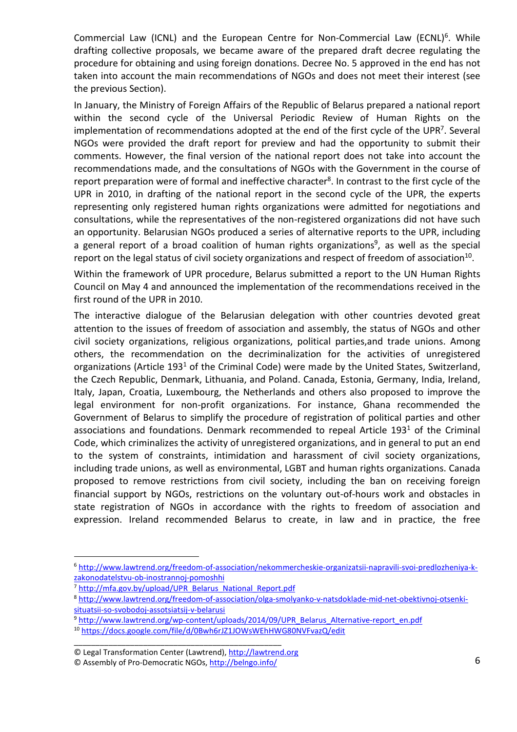Commercial Law (ICNL) and the European Centre for Non-Commercial Law (ECNL)[6]. While drafting collective proposals, we became aware of the prepared draft decree regulating the procedure for obtaining and using foreign donations. Decree No. 5 approved in the end has not taken into account the main recommendations of NGOs and does not meet their interest (see the previous Section).

In January, the Ministry of Foreign Affairs of the Republic of Belarus prepared a national report within the second cycle of the Universal Periodic Review of Human Rights on the implementation of recommendations adopted at the end of the first cycle of the UPR[7]. Several NGOs were provided the draft report for preview and had the opportunity to submit their comments. However, the final version of the national report does not take into account the recommendations made, and the consultations of NGOs with the Government in the course of report preparation were of formal and ineffective character[8]. In contrast to the first cycle of the UPR in 2010, in drafting of the national report in the second cycle of the UPR, the experts representing only registered human rights organizations were admitted for negotiations and consultations, while the representatives of the non-registered organizations did not have such an opportunity. Belarusian NGOs produced a series of alternative reports to the UPR, including a general report of a broad coalition of human rights organizations[9], as well as the special report on the legal status of civil society organizations and respect of freedom of association[10].

Within the framework of UPR procedure, Belarus submitted a report to the UN Human Rights Council on May 4 and announced the implementation of the recommendations received in the first round of the UPR in 2010.

The interactive dialogue of the Belarusian delegation with other countries devoted great attention to the issues of freedom of association and assembly, the status of NGOs and other civil society organizations, religious organizations, political parties,and trade unions. Among others, the recommendation on the decriminalization for the activities of unregistered organizations (Article 193$^1$ of the Criminal Code) were made by the United States, Switzerland, the Czech Republic, Denmark, Lithuania, and Poland. Canada, Estonia, Germany, India, Ireland, Italy, Japan, Croatia, Luxembourg, the Netherlands and others also proposed to improve the legal environment for non-profit organizations. For instance, Ghana recommended the Government of Belarus to simplify the procedure of registration of political parties and other associations and foundations. Denmark recommended to repeal Article 193$^1$ of the Criminal Code, which criminalizes the activity of unregistered organizations, and in general to put an end to the system of constraints, intimidation and harassment of civil society organizations, including trade unions, as well as environmental, LGBT and human rights organizations. Canada proposed to remove restrictions from civil society, including the ban on receiving foreign financial support by NGOs, restrictions on the voluntary out-of-hours work and obstacles in state registration of NGOs in accordance with the rights to freedom of association and expression. Ireland recommended Belarus to create, in law and in practice, the free

---

[6] http://www.lawtrend.org/freedom-of-association/nekommercheskie-organizatsii-napravili-svoi-predlozheniya-k-zakonodatelstvu-ob-inostrannoj-pomoshhi

[7] http://mfa.gov.by/upload/UPR_Belarus_National_Report.pdf

[8] http://www.lawtrend.org/freedom-of-association/olga-smolyanko-v-natsdoklade-mid-net-obektivnoj-otsenki-situatsii-so-svobodoj-assotsiatsij-v-belarusi

[9] http://www.lawtrend.org/wp-content/uploads/2014/09/UPR_Belarus_Alternative-report_en.pdf

[10] https://docs.google.com/file/d/0Bwh6rJZ1JOWsWEhHWG80NVFvazQ/edit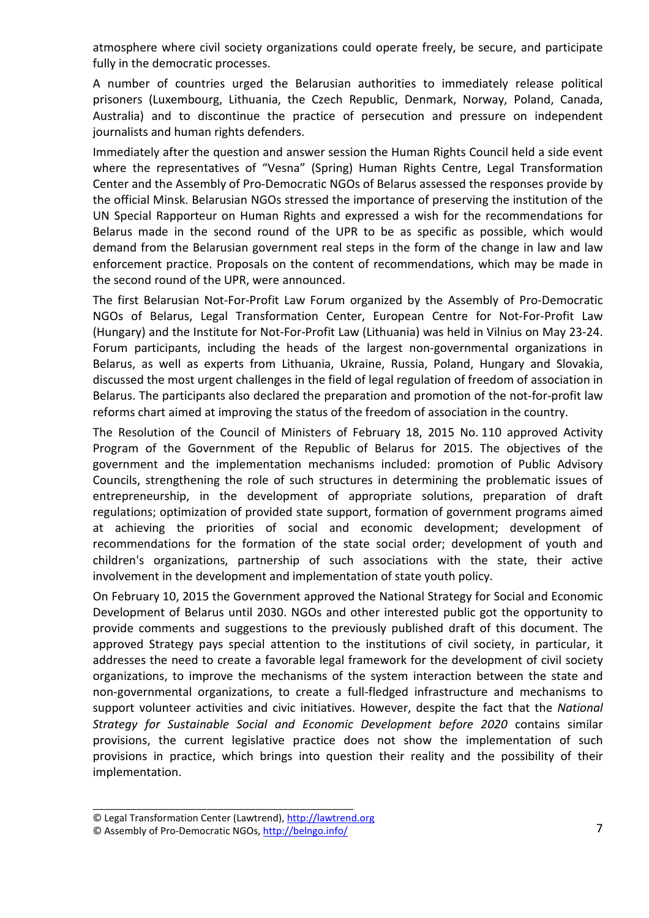atmosphere where civil society organizations could operate freely, be secure, and participate fully in the democratic processes.

A number of countries urged the Belarusian authorities to immediately release political prisoners (Luxembourg, Lithuania, the Czech Republic, Denmark, Norway, Poland, Canada, Australia) and to discontinue the practice of persecution and pressure on independent journalists and human rights defenders.

Immediately after the question and answer session the Human Rights Council held a side event where the representatives of "Vesna" (Spring) Human Rights Centre, Legal Transformation Center and the Assembly of Pro-Democratic NGOs of Belarus assessed the responses provide by the official Minsk. Belarusian NGOs stressed the importance of preserving the institution of the UN Special Rapporteur on Human Rights and expressed a wish for the recommendations for Belarus made in the second round of the UPR to be as specific as possible, which would demand from the Belarusian government real steps in the form of the change in law and law enforcement practice. Proposals on the content of recommendations, which may be made in the second round of the UPR, were announced.

The first Belarusian Not-For-Profit Law Forum organized by the Assembly of Pro-Democratic NGOs of Belarus, Legal Transformation Center, European Centre for Not-For-Profit Law (Hungary) and the Institute for Not-For-Profit Law (Lithuania) was held in Vilnius on May 23-24. Forum participants, including the heads of the largest non-governmental organizations in Belarus, as well as experts from Lithuania, Ukraine, Russia, Poland, Hungary and Slovakia, discussed the most urgent challenges in the field of legal regulation of freedom of association in Belarus. The participants also declared the preparation and promotion of the not-for-profit law reforms chart aimed at improving the status of the freedom of association in the country.

The Resolution of the Council of Ministers of February 18, 2015 No. 110 approved Activity Program of the Government of the Republic of Belarus for 2015. The objectives of the government and the implementation mechanisms included: promotion of Public Advisory Councils, strengthening the role of such structures in determining the problematic issues of entrepreneurship, in the development of appropriate solutions, preparation of draft regulations; optimization of provided state support, formation of government programs aimed at achieving the priorities of social and economic development; development of recommendations for the formation of the state social order; development of youth and children's organizations, partnership of such associations with the state, their active involvement in the development and implementation of state youth policy.

On February 10, 2015 the Government approved the National Strategy for Social and Economic Development of Belarus until 2030. NGOs and other interested public got the opportunity to provide comments and suggestions to the previously published draft of this document. The approved Strategy pays special attention to the institutions of civil society, in particular, it addresses the need to create a favorable legal framework for the development of civil society organizations, to improve the mechanisms of the system interaction between the state and non-governmental organizations, to create a full-fledged infrastructure and mechanisms to support volunteer activities and civic initiatives. However, despite the fact that the *National Strategy for Sustainable Social and Economic Development before 2020* contains similar provisions, the current legislative practice does not show the implementation of such provisions in practice, which brings into question their reality and the possibility of their implementation.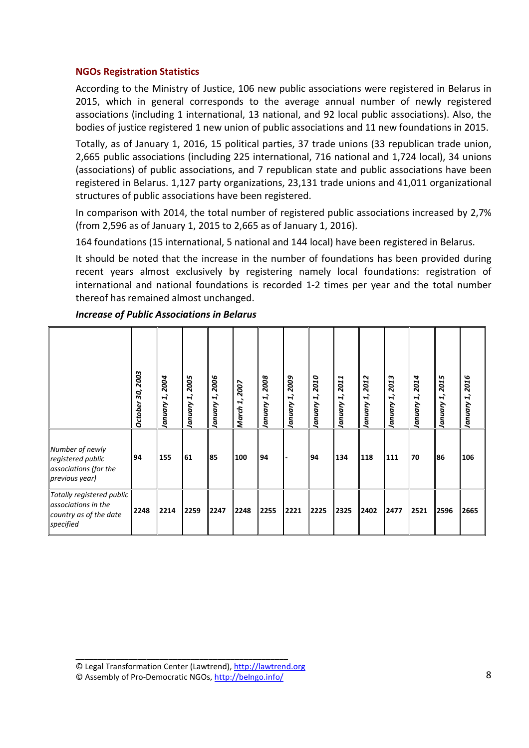### NGOs Registration Statistics

According to the Ministry of Justice, 106 new public associations were registered in Belarus in 2015, which in general corresponds to the average annual number of newly registered associations (including 1 international, 13 national, and 92 local public associations). Also, the bodies of justice registered 1 new union of public associations and 11 new foundations in 2015.

Totally, as of January 1, 2016, 15 political parties, 37 trade unions (33 republican trade union, 2,665 public associations (including 225 international, 716 national and 1,724 local), 34 unions (associations) of public associations, and 7 republican state and public associations have been registered in Belarus. 1,127 party organizations, 23,131 trade unions and 41,011 organizational structures of public associations have been registered.

In comparison with 2014, the total number of registered public associations increased by 2,7% (from 2,596 as of January 1, 2015 to 2,665 as of January 1, 2016).

164 foundations (15 international, 5 national and 144 local) have been registered in Belarus.

It should be noted that the increase in the number of foundations has been provided during recent years almost exclusively by registering namely local foundations: registration of international and national foundations is recorded 1-2 times per year and the total number thereof has remained almost unchanged.

***Increase of Public Associations in Belarus***

| | *October 30, 2003* | *January 1, 2004* | *January 1, 2005* | *January 1, 2006* | *March 1, 2007* | *January 1, 2008* | *January 1, 2009* | *January 1, 2010* | *January 1, 2011* | *January 1, 2012* | *January 1, 2013* | *January 1, 2014* | *January 1, 2015* | *January 1, 2016* |
|---|---|---|---|---|---|---|---|---|---|---|---|---|---|---|
| *Number of newly registered public associations (for the previous year)* | **94** | **155** | **61** | **85** | **100** | **94** | **-** | **94** | **134** | **118** | **111** | **70** | **86** | **106** |
| *Totally registered public associations in the country as of the date specified* | **2248** | **2214** | **2259** | **2247** | **2248** | **2255** | **2221** | **2225** | **2325** | **2402** | **2477** | **2521** | **2596** | **2665** |

© Legal Transformation Center (Lawtrend), http://lawtrend.org
© Assembly of Pro-Democratic NGOs, http://belngo.info/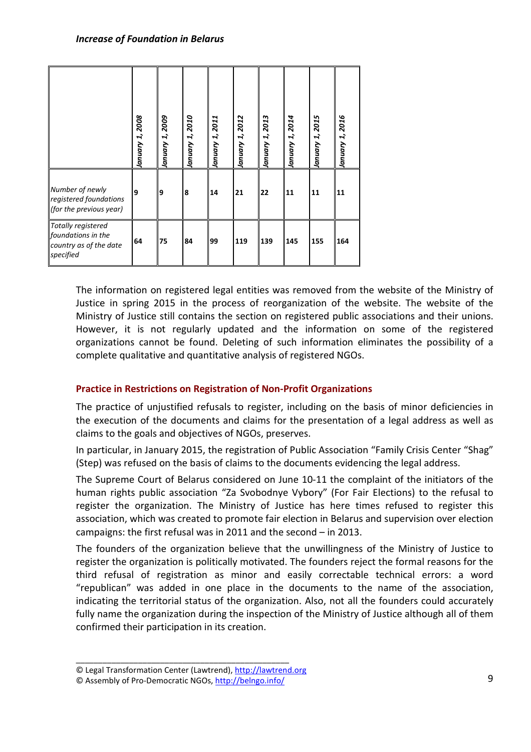***Increase of Foundation in Belarus***

| | *January 1, 2008* | *January 1, 2009* | *January 1, 2010* | *January 1, 2011* | *January 1, 2012* | *January 1, 2013* | *January 1, 2014* | *January 1, 2015* | *January 1, 2016* |
|---|---|---|---|---|---|---|---|---|---|
| *Number of newly registered foundations (for the previous year)* | **9** | **9** | **8** | **14** | **21** | **22** | **11** | **11** | **11** |
| *Totally registered foundations in the country as of the date specified* | **64** | **75** | **84** | **99** | **119** | **139** | **145** | **155** | **164** |

The information on registered legal entities was removed from the website of the Ministry of Justice in spring 2015 in the process of reorganization of the website. The website of the Ministry of Justice still contains the section on registered public associations and their unions. However, it is not regularly updated and the information on some of the registered organizations cannot be found. Deleting of such information eliminates the possibility of a complete qualitative and quantitative analysis of registered NGOs.

### Practice in Restrictions on Registration of Non-Profit Organizations

The practice of unjustified refusals to register, including on the basis of minor deficiencies in the execution of the documents and claims for the presentation of a legal address as well as claims to the goals and objectives of NGOs, preserves.

In particular, in January 2015, the registration of Public Association "Family Crisis Center "Shag" (Step) was refused on the basis of claims to the documents evidencing the legal address.

The Supreme Court of Belarus considered on June 10-11 the complaint of the initiators of the human rights public association "Za Svobodnye Vybory" (For Fair Elections) to the refusal to register the organization. The Ministry of Justice has here times refused to register this association, which was created to promote fair election in Belarus and supervision over election campaigns: the first refusal was in 2011 and the second – in 2013.

The founders of the organization believe that the unwillingness of the Ministry of Justice to register the organization is politically motivated. The founders reject the formal reasons for the third refusal of registration as minor and easily correctable technical errors: a word "republican" was added in one place in the documents to the name of the association, indicating the territorial status of the organization. Also, not all the founders could accurately fully name the organization during the inspection of the Ministry of Justice although all of them confirmed their participation in its creation.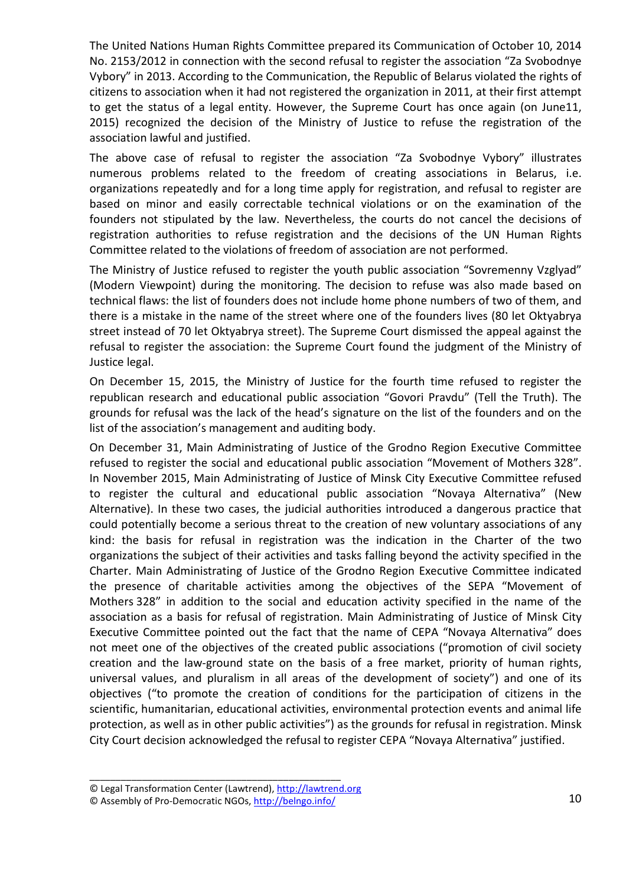The United Nations Human Rights Committee prepared its Communication of October 10, 2014 No. 2153/2012 in connection with the second refusal to register the association "Za Svobodnye Vybory" in 2013. According to the Communication, the Republic of Belarus violated the rights of citizens to association when it had not registered the organization in 2011, at their first attempt to get the status of a legal entity. However, the Supreme Court has once again (on June11, 2015) recognized the decision of the Ministry of Justice to refuse the registration of the association lawful and justified.

The above case of refusal to register the association "Za Svobodnye Vybory" illustrates numerous problems related to the freedom of creating associations in Belarus, i.e. organizations repeatedly and for a long time apply for registration, and refusal to register are based on minor and easily correctable technical violations or on the examination of the founders not stipulated by the law. Nevertheless, the courts do not cancel the decisions of registration authorities to refuse registration and the decisions of the UN Human Rights Committee related to the violations of freedom of association are not performed.

The Ministry of Justice refused to register the youth public association "Sovremenny Vzglyad" (Modern Viewpoint) during the monitoring. The decision to refuse was also made based on technical flaws: the list of founders does not include home phone numbers of two of them, and there is a mistake in the name of the street where one of the founders lives (80 let Oktyabrya street instead of 70 let Oktyabrya street). The Supreme Court dismissed the appeal against the refusal to register the association: the Supreme Court found the judgment of the Ministry of Justice legal.

On December 15, 2015, the Ministry of Justice for the fourth time refused to register the republican research and educational public association "Govori Pravdu" (Tell the Truth). The grounds for refusal was the lack of the head's signature on the list of the founders and on the list of the association's management and auditing body.

On December 31, Main Administrating of Justice of the Grodno Region Executive Committee refused to register the social and educational public association "Movement of Mothers 328". In November 2015, Main Administrating of Justice of Minsk City Executive Committee refused to register the cultural and educational public association "Novaya Alternativa" (New Alternative). In these two cases, the judicial authorities introduced a dangerous practice that could potentially become a serious threat to the creation of new voluntary associations of any kind: the basis for refusal in registration was the indication in the Charter of the two organizations the subject of their activities and tasks falling beyond the activity specified in the Charter. Main Administrating of Justice of the Grodno Region Executive Committee indicated the presence of charitable activities among the objectives of the SEPA "Movement of Mothers 328" in addition to the social and education activity specified in the name of the association as a basis for refusal of registration. Main Administrating of Justice of Minsk City Executive Committee pointed out the fact that the name of CEPA "Novaya Alternativa" does not meet one of the objectives of the created public associations ("promotion of civil society creation and the law-ground state on the basis of a free market, priority of human rights, universal values, and pluralism in all areas of the development of society") and one of its objectives ("to promote the creation of conditions for the participation of citizens in the scientific, humanitarian, educational activities, environmental protection events and animal life protection, as well as in other public activities") as the grounds for refusal in registration. Minsk City Court decision acknowledged the refusal to register CEPA "Novaya Alternativa" justified.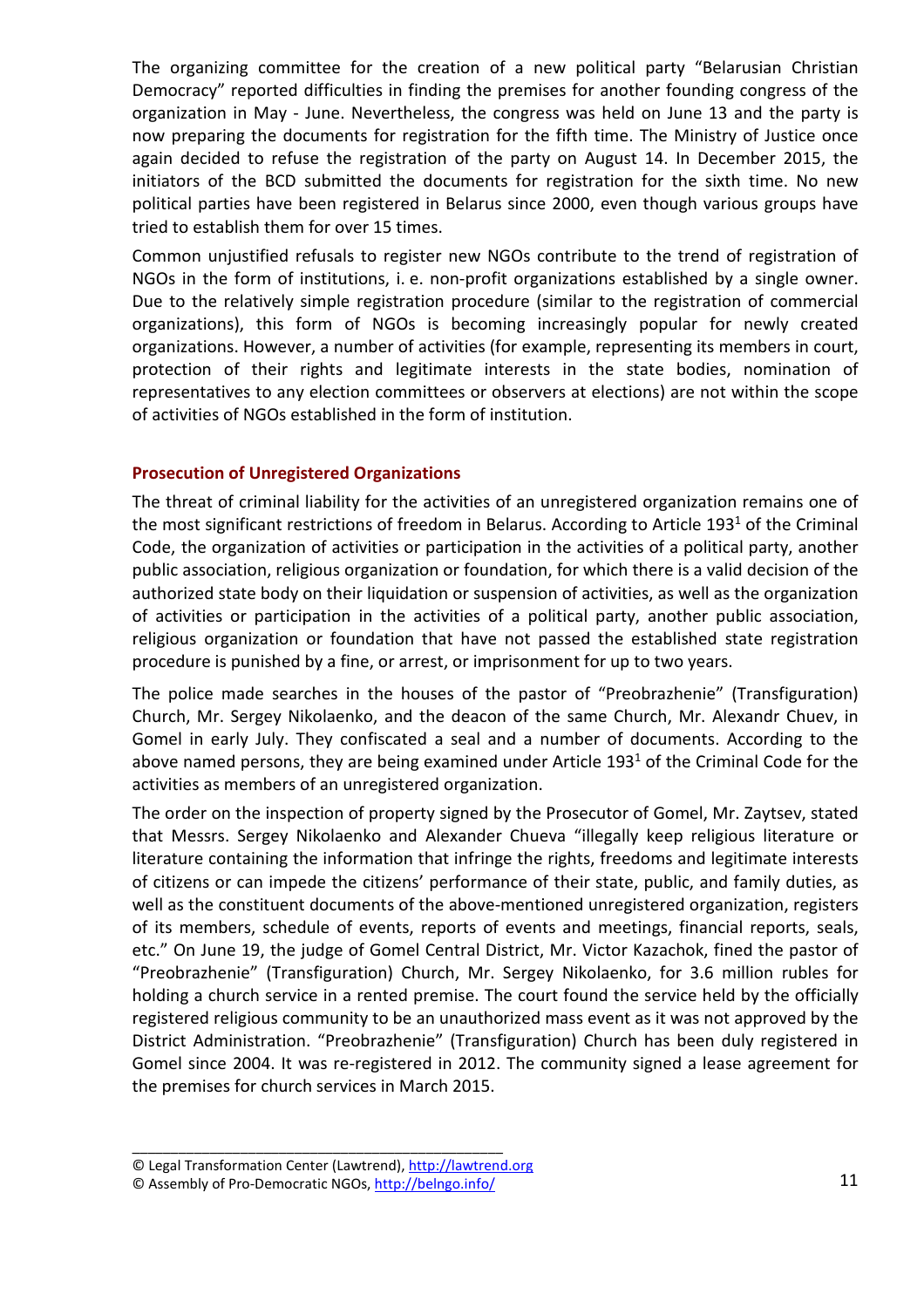The organizing committee for the creation of a new political party "Belarusian Christian Democracy" reported difficulties in finding the premises for another founding congress of the organization in May - June. Nevertheless, the congress was held on June 13 and the party is now preparing the documents for registration for the fifth time. The Ministry of Justice once again decided to refuse the registration of the party on August 14. In December 2015, the initiators of the BCD submitted the documents for registration for the sixth time. No new political parties have been registered in Belarus since 2000, even though various groups have tried to establish them for over 15 times.

Common unjustified refusals to register new NGOs contribute to the trend of registration of NGOs in the form of institutions, i. e. non-profit organizations established by a single owner. Due to the relatively simple registration procedure (similar to the registration of commercial organizations), this form of NGOs is becoming increasingly popular for newly created organizations. However, a number of activities (for example, representing its members in court, protection of their rights and legitimate interests in the state bodies, nomination of representatives to any election committees or observers at elections) are not within the scope of activities of NGOs established in the form of institution.

### Prosecution of Unregistered Organizations

The threat of criminal liability for the activities of an unregistered organization remains one of the most significant restrictions of freedom in Belarus. According to Article 193[1] of the Criminal Code, the organization of activities or participation in the activities of a political party, another public association, religious organization or foundation, for which there is a valid decision of the authorized state body on their liquidation or suspension of activities, as well as the organization of activities or participation in the activities of a political party, another public association, religious organization or foundation that have not passed the established state registration procedure is punished by a fine, or arrest, or imprisonment for up to two years.

The police made searches in the houses of the pastor of "Preobrazhenie" (Transfiguration) Church, Mr. Sergey Nikolaenko, and the deacon of the same Church, Mr. Alexandr Chuev, in Gomel in early July. They confiscated a seal and a number of documents. According to the above named persons, they are being examined under Article 193[1] of the Criminal Code for the activities as members of an unregistered organization.

The order on the inspection of property signed by the Prosecutor of Gomel, Mr. Zaytsev, stated that Messrs. Sergey Nikolaenko and Alexander Chueva "illegally keep religious literature or literature containing the information that infringe the rights, freedoms and legitimate interests of citizens or can impede the citizens' performance of their state, public, and family duties, as well as the constituent documents of the above-mentioned unregistered organization, registers of its members, schedule of events, reports of events and meetings, financial reports, seals, etc." On June 19, the judge of Gomel Central District, Mr. Victor Kazachok, fined the pastor of "Preobrazhenie" (Transfiguration) Church, Mr. Sergey Nikolaenko, for 3.6 million rubles for holding a church service in a rented premise. The court found the service held by the officially registered religious community to be an unauthorized mass event as it was not approved by the District Administration. "Preobrazhenie" (Transfiguration) Church has been duly registered in Gomel since 2004. It was re-registered in 2012. The community signed a lease agreement for the premises for church services in March 2015.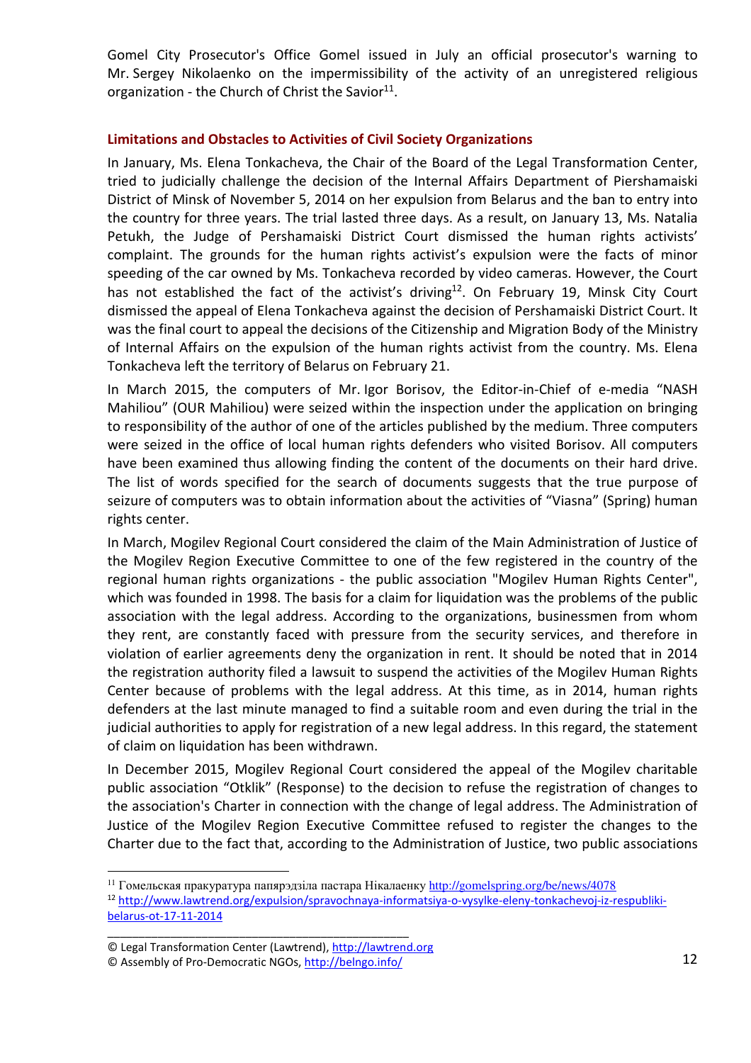Gomel City Prosecutor's Office Gomel issued in July an official prosecutor's warning to Mr. Sergey Nikolaenko on the impermissibility of the activity of an unregistered religious organization - the Church of Christ the Savior[11].

## Limitations and Obstacles to Activities of Civil Society Organizations

In January, Ms. Elena Tonkacheva, the Chair of the Board of the Legal Transformation Center, tried to judicially challenge the decision of the Internal Affairs Department of Piershamaiski District of Minsk of November 5, 2014 on her expulsion from Belarus and the ban to entry into the country for three years. The trial lasted three days. As a result, on January 13, Ms. Natalia Petukh, the Judge of Pershamaiski District Court dismissed the human rights activists' complaint. The grounds for the human rights activist's expulsion were the facts of minor speeding of the car owned by Ms. Tonkacheva recorded by video cameras. However, the Court has not established the fact of the activist's driving[12]. On February 19, Minsk City Court dismissed the appeal of Elena Tonkacheva against the decision of Pershamaiski District Court. It was the final court to appeal the decisions of the Citizenship and Migration Body of the Ministry of Internal Affairs on the expulsion of the human rights activist from the country. Ms. Elena Tonkacheva left the territory of Belarus on February 21.

In March 2015, the computers of Mr. Igor Borisov, the Editor-in-Chief of e-media "NASH Mahiliou" (OUR Mahiliou) were seized within the inspection under the application on bringing to responsibility of the author of one of the articles published by the medium. Three computers were seized in the office of local human rights defenders who visited Borisov. All computers have been examined thus allowing finding the content of the documents on their hard drive. The list of words specified for the search of documents suggests that the true purpose of seizure of computers was to obtain information about the activities of "Viasna" (Spring) human rights center.

In March, Mogilev Regional Court considered the claim of the Main Administration of Justice of the Mogilev Region Executive Committee to one of the few registered in the country of the regional human rights organizations - the public association "Mogilev Human Rights Center", which was founded in 1998. The basis for a claim for liquidation was the problems of the public association with the legal address. According to the organizations, businessmen from whom they rent, are constantly faced with pressure from the security services, and therefore in violation of earlier agreements deny the organization in rent. It should be noted that in 2014 the registration authority filed a lawsuit to suspend the activities of the Mogilev Human Rights Center because of problems with the legal address. At this time, as in 2014, human rights defenders at the last minute managed to find a suitable room and even during the trial in the judicial authorities to apply for registration of a new legal address. In this regard, the statement of claim on liquidation has been withdrawn.

In December 2015, Mogilev Regional Court considered the appeal of the Mogilev charitable public association "Otklik" (Response) to the decision to refuse the registration of changes to the association's Charter in connection with the change of legal address. The Administration of Justice of the Mogilev Region Executive Committee refused to register the changes to the Charter due to the fact that, according to the Administration of Justice, two public associations

---

[11] Гомельская пракуратура папярэдзіла пастара Нікалаенку http://gomelspring.org/be/news/4078

[12] http://www.lawtrend.org/expulsion/spravochnaya-informatsiya-o-vysylke-eleny-tonkachevoj-iz-respubliki-belarus-ot-17-11-2014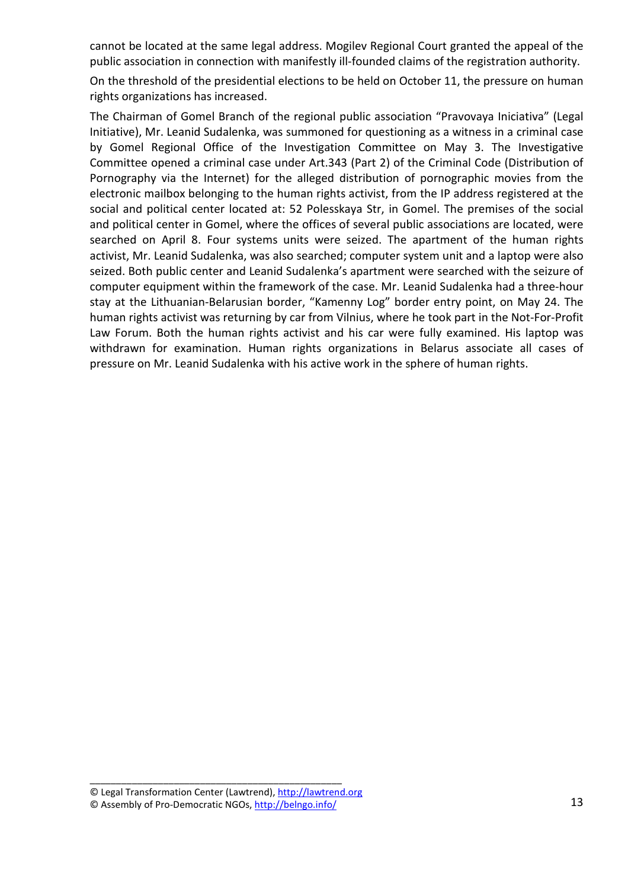cannot be located at the same legal address. Mogilev Regional Court granted the appeal of the public association in connection with manifestly ill-founded claims of the registration authority.

On the threshold of the presidential elections to be held on October 11, the pressure on human rights organizations has increased.

The Chairman of Gomel Branch of the regional public association "Pravovaya Iniciativa" (Legal Initiative), Mr. Leanid Sudalenka, was summoned for questioning as a witness in a criminal case by Gomel Regional Office of the Investigation Committee on May 3. The Investigative Committee opened a criminal case under Art.343 (Part 2) of the Criminal Code (Distribution of Pornography via the Internet) for the alleged distribution of pornographic movies from the electronic mailbox belonging to the human rights activist, from the IP address registered at the social and political center located at: 52 Polesskaya Str, in Gomel. The premises of the social and political center in Gomel, where the offices of several public associations are located, were searched on April 8. Four systems units were seized. The apartment of the human rights activist, Mr. Leanid Sudalenka, was also searched; computer system unit and a laptop were also seized. Both public center and Leanid Sudalenka's apartment were searched with the seizure of computer equipment within the framework of the case. Mr. Leanid Sudalenka had a three-hour stay at the Lithuanian-Belarusian border, "Kamenny Log" border entry point, on May 24. The human rights activist was returning by car from Vilnius, where he took part in the Not-For-Profit Law Forum. Both the human rights activist and his car were fully examined. His laptop was withdrawn for examination. Human rights organizations in Belarus associate all cases of pressure on Mr. Leanid Sudalenka with his active work in the sphere of human rights.

© Legal Transformation Center (Lawtrend), http://lawtrend.org
© Assembly of Pro-Democratic NGOs, http://belngo.info/